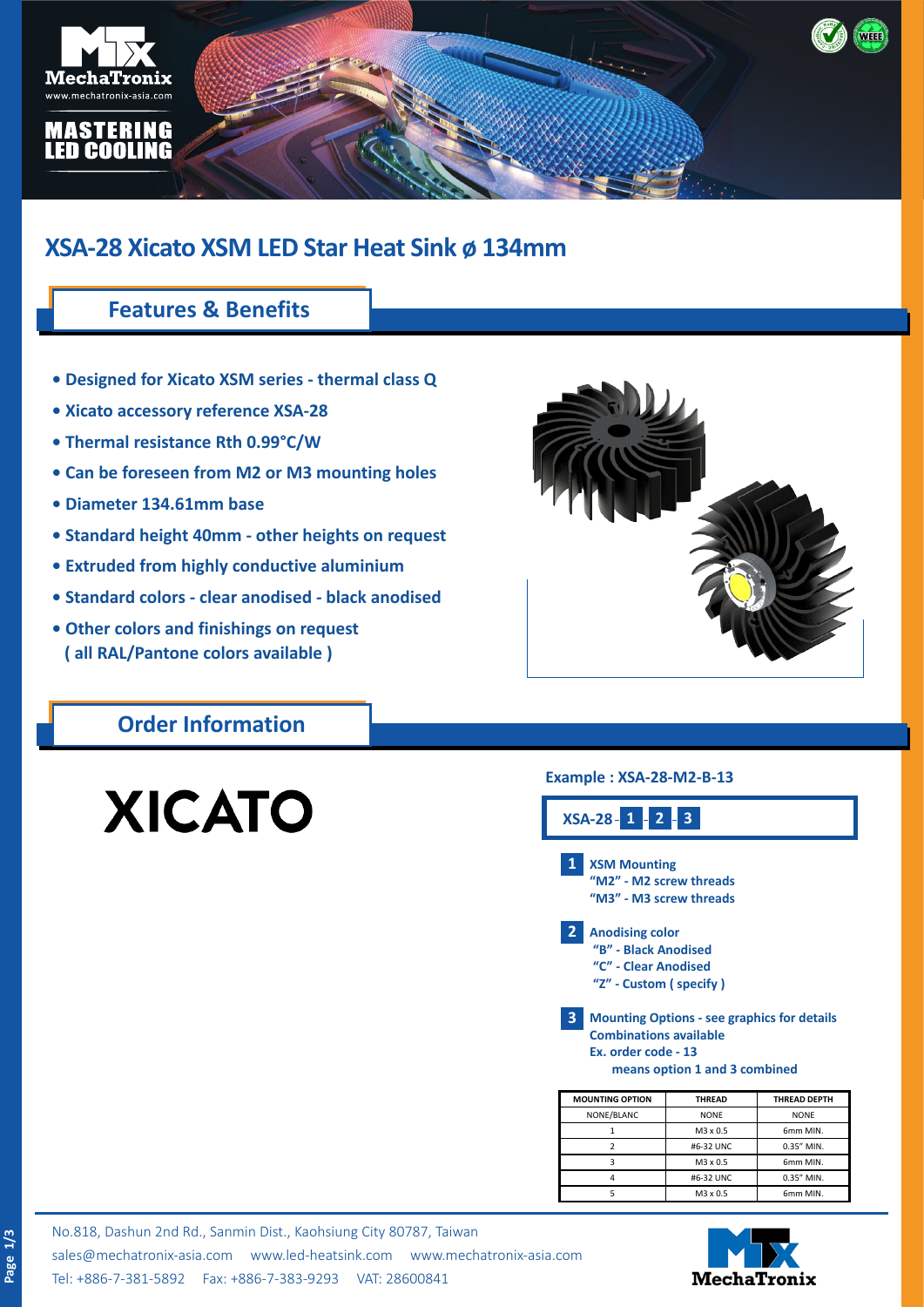# XSA-28 Xicato XSM LED Star Heat Sink ø 134mm

## Features & Benefits

- Designed for Xicato XSM series - thermal class Q
- Xicato accessory reference XSA-28
- Thermal resistance Rth 0.99°C/W
- Can be foreseen from M2 or M3 mounting holes
- Diameter 134.61mm base
- Standard height 40mm - other heights on request
- Extruded from highly conductive aluminium
- Standard colors - clear anodised - black anodised
- Other colors and finishings on request ( all RAL/Pantone colors available )

## Order Information

XICATO

**Example : XSA-28-M2-B-13**

**XSA-28 - 1 - 2 - 3**

**1** **XSM Mounting**
"M2" - M2 screw threads
"M3" - M3 screw threads

**2** **Anodising color**
"B" - Black Anodised
"C" - Clear Anodised
"Z" - Custom ( specify )

**3** **Mounting Options - see graphics for details**
Combinations available
Ex. order code - 13
means option 1 and 3 combined

| MOUNTING OPTION | THREAD | THREAD DEPTH |
|---|---|---|
| NONE/BLANC | NONE | NONE |
| 1 | M3 x 0.5 | 6mm MIN. |
| 2 | #6-32 UNC | 0.35" MIN. |
| 3 | M3 x 0.5 | 6mm MIN. |
| 4 | #6-32 UNC | 0.35" MIN. |
| 5 | M3 x 0.5 | 6mm MIN. |

No.818, Dashun 2nd Rd., Sanmin Dist., Kaohsiung City 80787, Taiwan
sales@mechatronix-asia.com www.led-heatsink.com www.mechatronix-asia.com
Tel: +886-7-381-5892 Fax: +886-7-383-9293 VAT: 28600841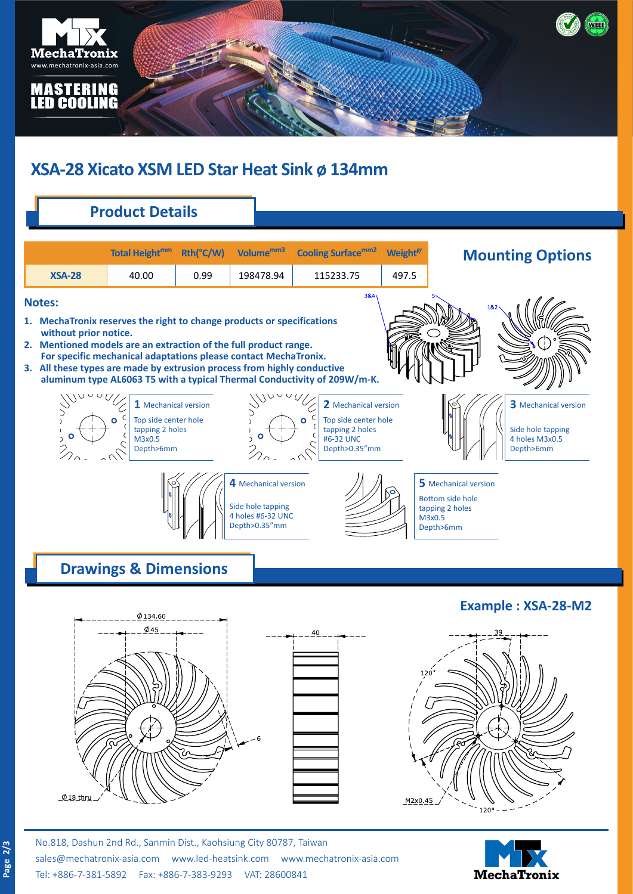# XSA-28 Xicato XSM LED Star Heat Sink ø 134mm

## Product Details

|  | Total Height mm | Rth(°C/W) | Volume mm3 | Cooling Surface mm2 | Weight gr |
|---|---|---|---|---|---|
| **XSA-28** | 40.00 | 0.99 | 198478.94 | 115233.75 | 497.5 |

**Notes:**

1. **MechaTronix reserves the right to change products or specifications without prior notice.**
2. **Mentioned models are an extraction of the full product range. For specific mechanical adaptations please contact MechaTronix.**
3. **All these types are made by extrusion process from highly conductive aluminum type AL6063 T5 with a typical Thermal Conductivity of 209W/m-K.**

## Mounting Options

**1** Mechanical version
Top side center hole tapping 2 holes
M3x0.5
Depth>6mm

**2** Mechanical version
Top side center hole tapping 2 holes
#6-32 UNC
Depth>0.35"mm

**3** Mechanical version
Side hole tapping
4 holes M3x0.5
Depth>6mm

**4** Mechanical version
Side hole tapping
4 holes #6-32 UNC
Depth>0.35"mm

**5** Mechanical version
Bottom side hole tapping 2 holes
M3x0.5
Depth>6mm

## Drawings & Dimensions

**Example : XSA-28-M2**

Ø134.60
Ø45
Ø18 thru
6
40
39
120°
120°
M2x0.45

No.818, Dashun 2nd Rd., Sanmin Dist., Kaohsiung City 80787, Taiwan
sales@mechatronix-asia.com www.led-heatsink.com www.mechatronix-asia.com
Tel: +886-7-381-5892 Fax: +886-7-383-9293 VAT: 28600841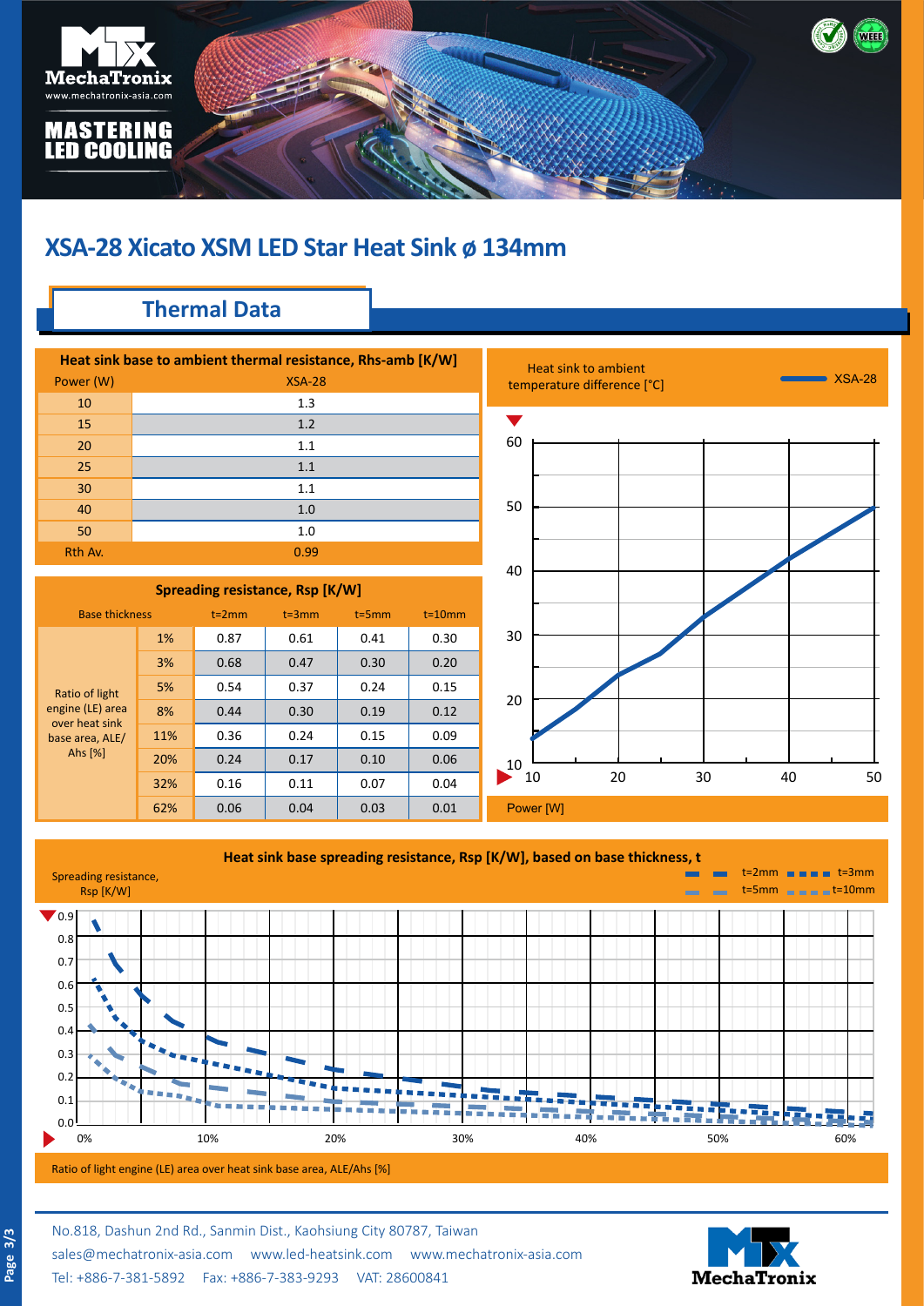MechaTronix
www.mechatronix-asia.com

MASTERING LED COOLING

# XSA-28 Xicato XSM LED Star Heat Sink ø 134mm

## Thermal Data

| Heat sink base to ambient thermal resistance, Rhs-amb [K/W] | |
|---|---|
| Power (W) | XSA-28 |
| 10 | 1.3 |
| 15 | 1.2 |
| 20 | 1.1 |
| 25 | 1.1 |
| 30 | 1.1 |
| 40 | 1.0 |
| 50 | 1.0 |
| Rth Av. | 0.99 |

| Spreading resistance, Rsp [K/W] | | | | | |
|---|---|---|---|---|---|
| Base thickness | | t=2mm | t=3mm | t=5mm | t=10mm |
| Ratio of light engine (LE) area over heat sink base area, ALE/ Ahs [%] | 1% | 0.87 | 0.61 | 0.41 | 0.30 |
| | 3% | 0.68 | 0.47 | 0.30 | 0.20 |
| | 5% | 0.54 | 0.37 | 0.24 | 0.15 |
| | 8% | 0.44 | 0.30 | 0.19 | 0.12 |
| | 11% | 0.36 | 0.24 | 0.15 | 0.09 |
| | 20% | 0.24 | 0.17 | 0.10 | 0.06 |
| | 32% | 0.16 | 0.11 | 0.07 | 0.04 |
| | 62% | 0.06 | 0.04 | 0.03 | 0.01 |

Heat sink to ambient temperature difference [°C]

XSA-28

60
50
40
30
20
10

10 20 30 40 50

Power [W]

Heat sink base spreading resistance, Rsp [K/W], based on base thickness, t

Spreading resistance, Rsp [K/W]

t=2mm t=3mm t=5mm t=10mm

0.9
0.8
0.7
0.6
0.5
0.4
0.3
0.2
0.1
0.0

0% 10% 20% 30% 40% 50% 60%

Ratio of light engine (LE) area over heat sink base area, ALE/Ahs [%]

No.818, Dashun 2nd Rd., Sanmin Dist., Kaohsiung City 80787, Taiwan
sales@mechatronix-asia.com www.led-heatsink.com www.mechatronix-asia.com
Tel: +886-7-381-5892 Fax: +886-7-383-9293 VAT: 28600841

MechaTronix